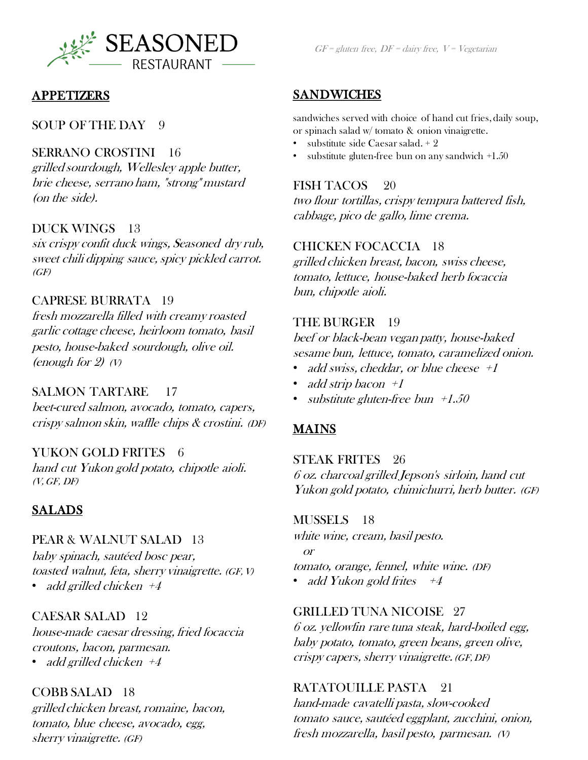# SEASONED

RESTAURANT

*GF = gluten free, DF = dairy free, V = Vegetarian*

## APPETIZERS

SOUP OF THE DAY 9

SERRANO CROSTINI 16
*grilled sourdough, Wellesley apple butter, brie cheese, serrano ham, "strong" mustard (on the side).*

DUCK WINGS 13
*six crispy confit duck wings, Seasoned dry rub, sweet chili dipping sauce, spicy pickled carrot. (GF)*

CAPRESE BURRATA 19
*fresh mozzarella filled with creamy roasted garlic cottage cheese, heirloom tomato, basil pesto, house-baked sourdough, olive oil. (enough for 2) (V)*

SALMON TARTARE 17
*beet-cured salmon, avocado, tomato, capers, crispy salmon skin, waffle chips & crostini. (DF)*

YUKON GOLD FRITES 6
*hand cut Yukon gold potato, chipotle aioli. (V, GF, DF)*

## SALADS

PEAR & WALNUT SALAD 13
*baby spinach, sautéed bosc pear, toasted walnut, feta, sherry vinaigrette. (GF, V)*
- *add grilled chicken +4*

CAESAR SALAD 12
*house-made caesar dressing, fried focaccia croutons, bacon, parmesan.*
- *add grilled chicken +4*

COBB SALAD 18
*grilled chicken breast, romaine, bacon, tomato, blue cheese, avocado, egg, sherry vinaigrette. (GF)*

## SANDWICHES

sandwiches served with choice of hand cut fries, daily soup, or spinach salad w/ tomato & onion vinaigrette.
- substitute side Caesar salad. + 2
- substitute gluten-free bun on any sandwich +1.50

FISH TACOS 20
*two flour tortillas, crispy tempura battered fish, cabbage, pico de gallo, lime crema.*

CHICKEN FOCACCIA 18
*grilled chicken breast, bacon, swiss cheese, tomato, lettuce, house-baked herb focaccia bun, chipotle aioli.*

THE BURGER 19
*beef or black-bean vegan patty, house-baked sesame bun, lettuce, tomato, caramelized onion.*
- *add swiss, cheddar, or blue cheese +1*
- *add strip bacon +1*
- *substitute gluten-free bun +1.50*

## MAINS

STEAK FRITES 26
*6 oz. charcoal grilled Jepson's sirloin, hand cut Yukon gold potato, chimichurri, herb butter. (GF)*

MUSSELS 18
*white wine, cream, basil pesto.*
*or*
*tomato, orange, fennel, white wine. (DF)*
- *add Yukon gold frites +4*

GRILLED TUNA NICOISE 27
*6 oz. yellowfin rare tuna steak, hard-boiled egg, baby potato, tomato, green beans, green olive, crispy capers, sherry vinaigrette. (GF, DF)*

RATATOUILLE PASTA 21
*hand-made cavatelli pasta, slow-cooked tomato sauce, sautéed eggplant, zucchini, onion, fresh mozzarella, basil pesto, parmesan. (V)*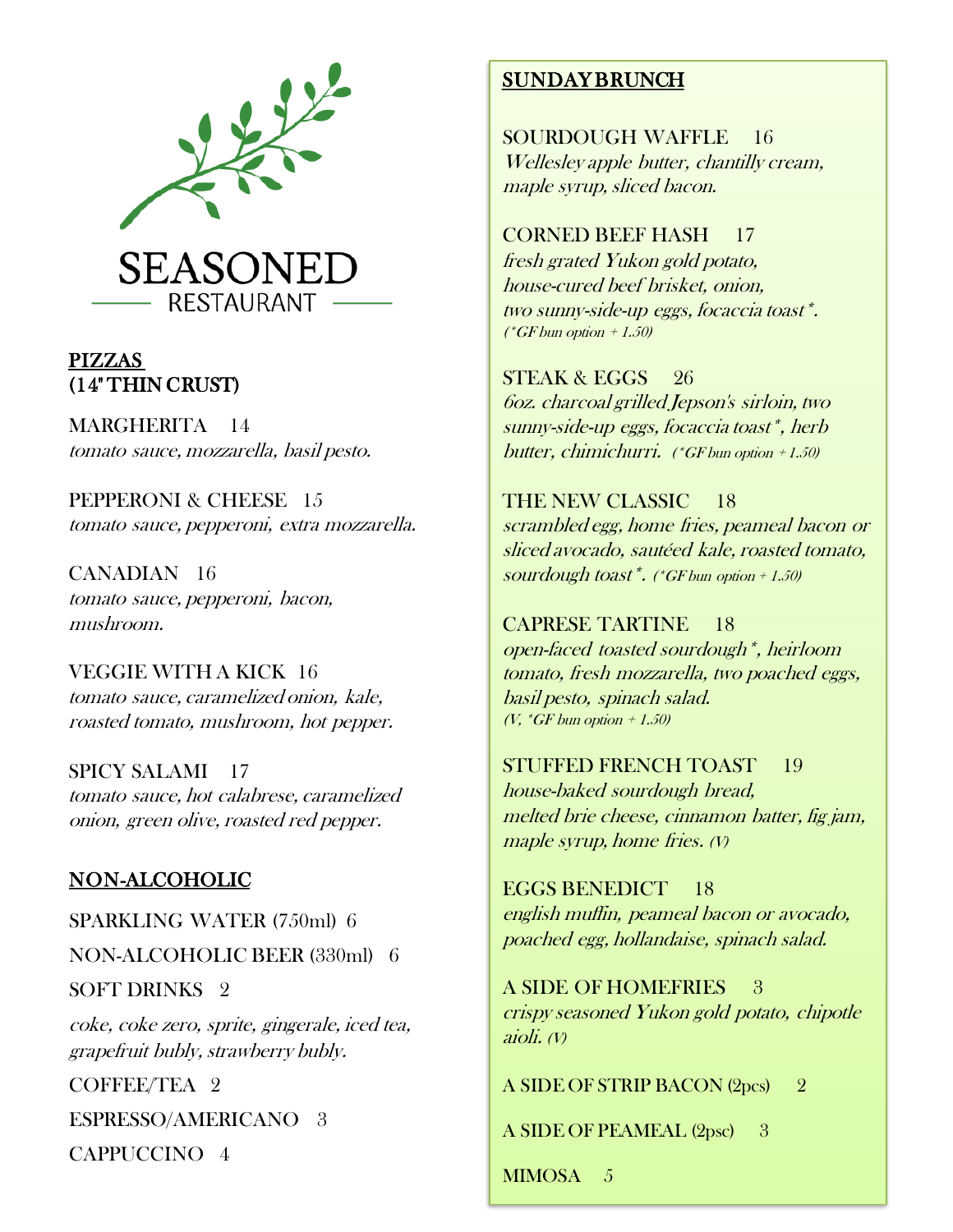# SEASONED

RESTAURANT

## PIZZAS (14" THIN CRUST)

MARGHERITA 14
*tomato sauce, mozzarella, basil pesto.*

PEPPERONI & CHEESE 15
*tomato sauce, pepperoni, extra mozzarella.*

CANADIAN 16
*tomato sauce, pepperoni, bacon, mushroom.*

VEGGIE WITH A KICK 16
*tomato sauce, caramelized onion, kale, roasted tomato, mushroom, hot pepper.*

SPICY SALAMI 17
*tomato sauce, hot calabrese, caramelized onion, green olive, roasted red pepper.*

## NON-ALCOHOLIC

SPARKLING WATER (750ml) 6

NON-ALCOHOLIC BEER (330ml) 6

SOFT DRINKS 2

*coke, coke zero, sprite, gingerale, iced tea, grapefruit bubly, strawberry bubly.*

COFFEE/TEA 2

ESPRESSO/AMERICANO 3

CAPPUCCINO 4

## SUNDAY BRUNCH

SOURDOUGH WAFFLE 16
*Wellesley apple butter, chantilly cream, maple syrup, sliced bacon.*

CORNED BEEF HASH 17
*fresh grated Yukon gold potato, house-cured beef brisket, onion, two sunny-side-up eggs, focaccia toast*.*
*(*GF bun option + 1.50)*

STEAK & EGGS 26
*6oz. charcoal grilled Jepson's sirloin, two sunny-side-up eggs, focaccia toast*, herb butter, chimichurri.* *(*GF bun option + 1.50)*

THE NEW CLASSIC 18
*scrambled egg, home fries, peameal bacon or sliced avocado, sautéed kale, roasted tomato, sourdough toast*.* *(*GF bun option + 1.50)*

CAPRESE TARTINE 18
*open-faced toasted sourdough*, heirloom tomato, fresh mozzarella, two poached eggs, basil pesto, spinach salad.*
*(V, *GF bun option + 1.50)*

STUFFED FRENCH TOAST 19
*house-baked sourdough bread, melted brie cheese, cinnamon batter, fig jam, maple syrup, home fries. (V)*

EGGS BENEDICT 18
*english muffin, peameal bacon or avocado, poached egg, hollandaise, spinach salad.*

A SIDE OF HOMEFRIES 3
*crispy seasoned Yukon gold potato, chipotle aioli. (V)*

A SIDE OF STRIP BACON (2pcs) 2

A SIDE OF PEAMEAL (2psc) 3

MIMOSA 5